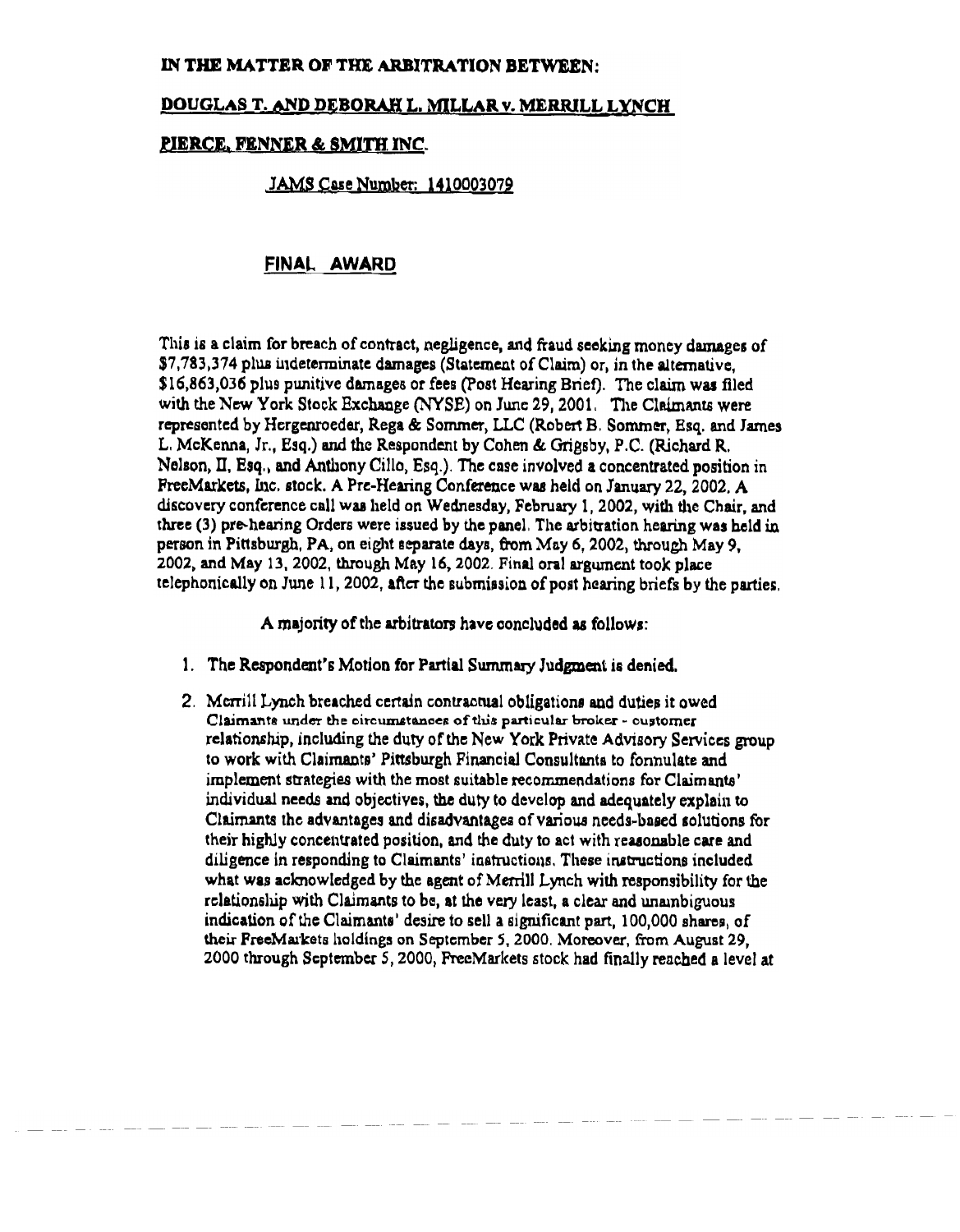**IN THE MATTER OF THE ARBITRATION BETWEEN:**

**DOUGLAS T. AND DEBORAH L. MILLAR v. MERRILL LYNCH**

**PIERCE, FENNER & SMITH INC.**

JAMS Case Number: 1410003079

## FINAL AWARD

This is a claim for breach of contract, negligence, and fraud seeking money damages of $7,783,374 plus indeterminate damages (Statement of Claim) or, in the alternative, $16,863,036 plus punitive damages or fees (Post Hearing Brief). The claim was filed with the New York Stock Exchange (NYSE) on June 29, 2001. The Claimants were represented by Hergenroeder, Rega & Sommer, LLC (Robert B. Sommer, Esq. and James L. McKenna, Jr., Esq.) and the Respondent by Cohen & Grigsby, P.C. (Richard R. Nelson, II, Esq., and Anthony Cillo, Esq.). The case involved a concentrated position in FreeMarkets, Inc. stock. A Pre-Hearing Conference was held on January 22, 2002. A discovery conference call was held on Wednesday, February 1, 2002, with the Chair, and three (3) pre-hearing Orders were issued by the panel. The arbitration hearing was held in person in Pittsburgh, PA, on eight separate days, from May 6, 2002, through May 9, 2002, and May 13, 2002, through May 16, 2002. Final oral argument took place telephonically on June 11, 2002, after the submission of post hearing briefs by the parties.

A majority of the arbitrators have concluded as follows:

1. The Respondent's Motion for Partial Summary Judgment is denied.
2. Merrill Lynch breached certain contractual obligations and duties it owed Claimants under the circumstances of this particular broker - customer relationship, including the duty of the New York Private Advisory Services group to work with Claimants' Pittsburgh Financial Consultants to formulate and implement strategies with the most suitable recommendations for Claimants' individual needs and objectives, the duty to develop and adequately explain to Claimants the advantages and disadvantages of various needs-based solutions for their highly concentrated position, and the duty to act with reasonable care and diligence in responding to Claimants' instructions. These instructions included what was acknowledged by the agent of Merrill Lynch with responsibility for the relationship with Claimants to be, at the very least, a clear and unambiguous indication of the Claimants' desire to sell a significant part, 100,000 shares, of their FreeMarkets holdings on September 5, 2000. Moreover, from August 29, 2000 through September 5, 2000, FreeMarkets stock had finally reached a level at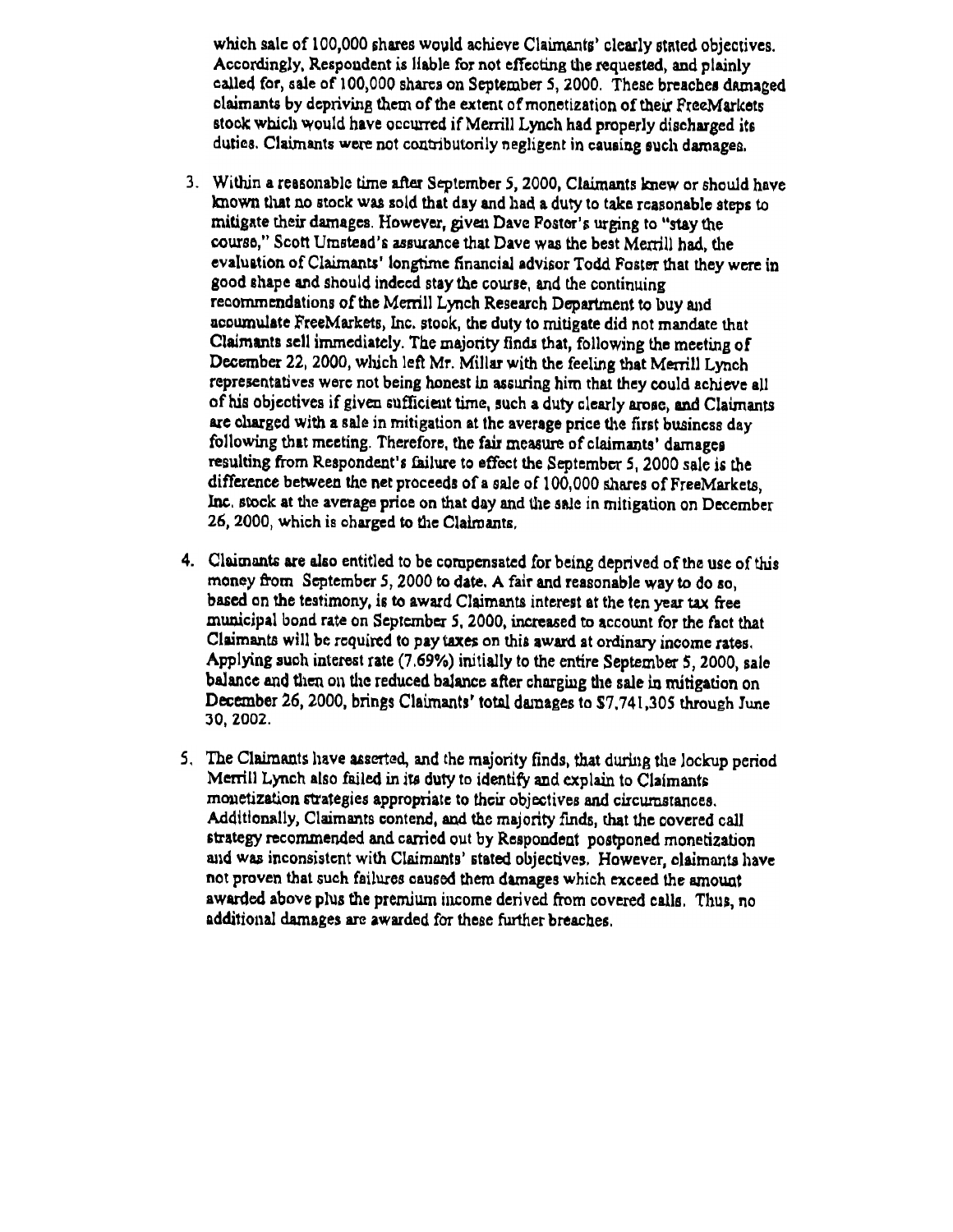which sale of 100,000 shares would achieve Claimants' clearly stated objectives. Accordingly, Respondent is liable for not effecting the requested, and plainly called for, sale of 100,000 shares on September 5, 2000. These breaches damaged claimants by depriving them of the extent of monetization of their FreeMarkets stock which would have occurred if Merrill Lynch had properly discharged its duties. Claimants were not contributorily negligent in causing such damages.

3. Within a reasonable time after September 5, 2000, Claimants knew or should have known that no stock was sold that day and had a duty to take reasonable steps to mitigate their damages. However, given Dave Foster's urging to "stay the course," Scott Umstead's assurance that Dave was the best Merrill had, the evaluation of Claimants' longtime financial advisor Todd Foster that they were in good shape and should indeed stay the course, and the continuing recommendations of the Merrill Lynch Research Department to buy and accumulate FreeMarkets, Inc. stock, the duty to mitigate did not mandate that Claimants sell immediately. The majority finds that, following the meeting of December 22, 2000, which left Mr. Millar with the feeling that Merrill Lynch representatives were not being honest in assuring him that they could achieve all of his objectives if given sufficient time, such a duty clearly arose, and Claimants are charged with a sale in mitigation at the average price the first business day following that meeting. Therefore, the fair measure of claimants' damages resulting from Respondent's failure to effect the September 5, 2000 sale is the difference between the net proceeds of a sale of 100,000 shares of FreeMarkets, Inc. stock at the average price on that day and the sale in mitigation on December 26, 2000, which is charged to the Claimants.

4. Claimants are also entitled to be compensated for being deprived of the use of this money from September 5, 2000 to date. A fair and reasonable way to do so, based on the testimony, is to award Claimants interest at the ten year tax free municipal bond rate on September 5, 2000, increased to account for the fact that Claimants will be required to pay taxes on this award at ordinary income rates. Applying such interest rate (7.69%) initially to the entire September 5, 2000, sale balance and then on the reduced balance after charging the sale in mitigation on December 26, 2000, brings Claimants' total damages to $7,741,305 through June 30, 2002.

5. The Claimants have asserted, and the majority finds, that during the lockup period Merrill Lynch also failed in its duty to identify and explain to Claimants monetization strategies appropriate to their objectives and circumstances. Additionally, Claimants contend, and the majority finds, that the covered call strategy recommended and carried out by Respondent postponed monetization and was inconsistent with Claimants' stated objectives. However, claimants have not proven that such failures caused them damages which exceed the amount awarded above plus the premium income derived from covered calls. Thus, no additional damages are awarded for these further breaches.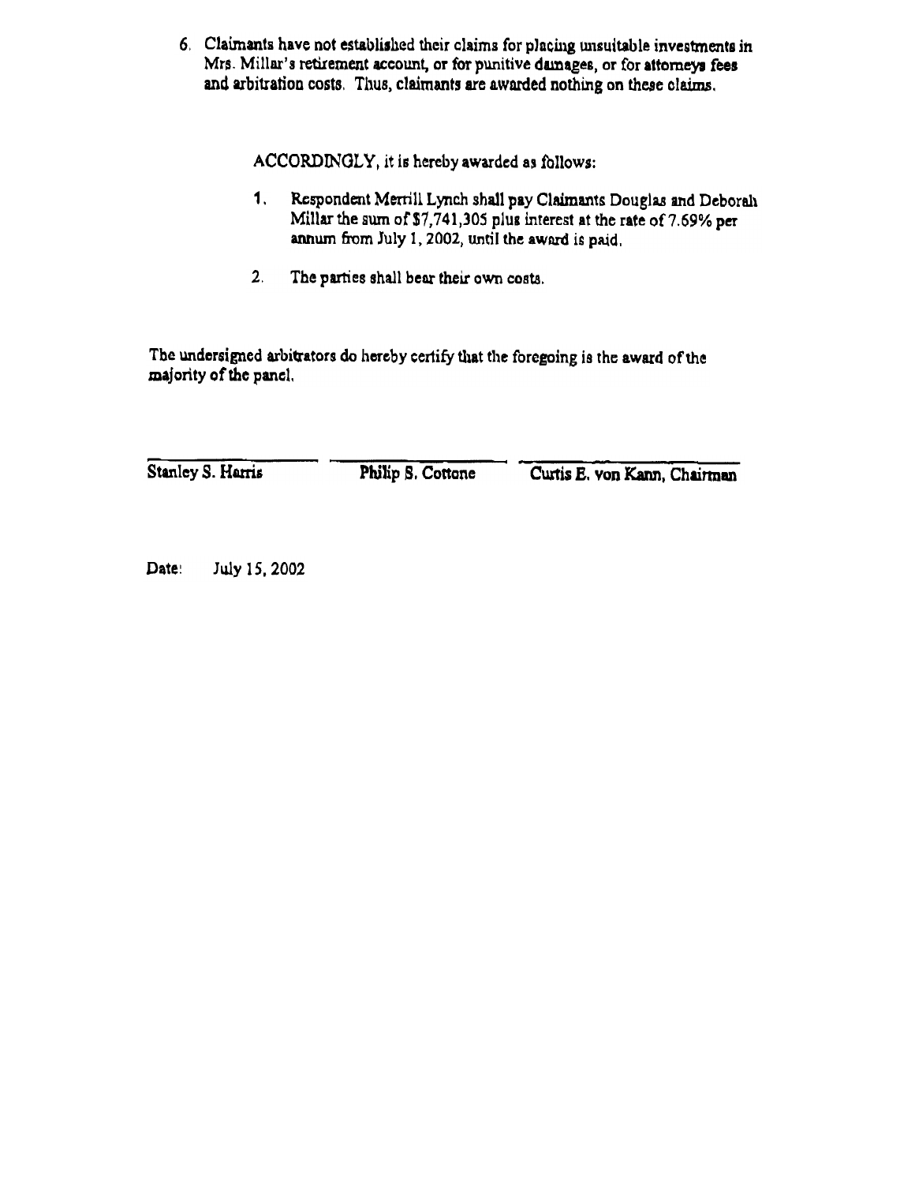6. Claimants have not established their claims for placing unsuitable investments in Mrs. Millar's retirement account, or for punitive damages, or for attorneys fees and arbitration costs. Thus, claimants are awarded nothing on these claims.

ACCORDINGLY, it is hereby awarded as follows:

1. Respondent Merrill Lynch shall pay Claimants Douglas and Deborah Millar the sum of $7,741,305 plus interest at the rate of 7.69% per annum from July 1, 2002, until the award is paid.

2. The parties shall bear their own costs.

The undersigned arbitrators do hereby certify that the foregoing is the award of the majority of the panel.

Stanley S. Harris          Philip S. Cottone          Curtis E. von Kann, Chairman

Date: July 15, 2002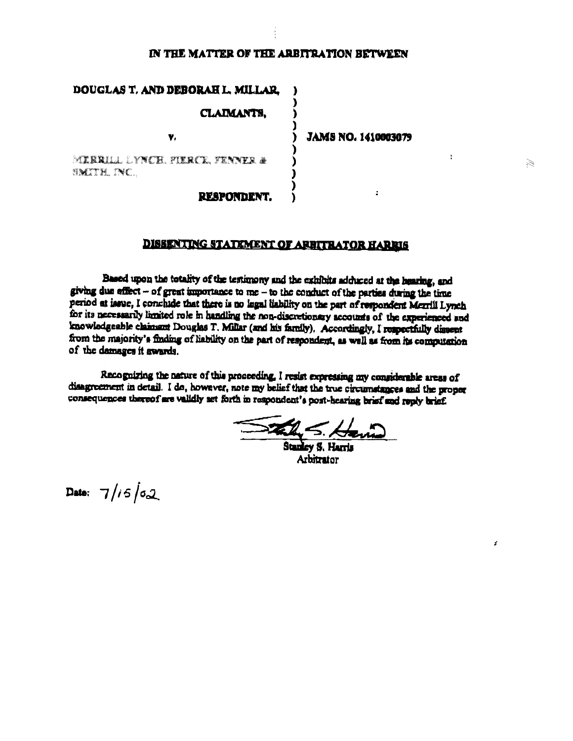IN THE MATTER OF THE ARBITRATION BETWEEN

DOUGLAS T. AND DEBORAH L. MILLAR,

CLAIMANTS,

v.

MERRILL LYNCH, PIERCE, FENNER & SMITH, INC.,

RESPONDENT.

JAMS NO. 1410003079

## DISSENTING STATEMENT OF ARBITRATOR HARRIS

Based upon the totality of the testimony and the exhibits adduced at the hearing, and giving due effect – of great importance to me – to the conduct of the parties during the time period at issue, I conclude that there is no legal liability on the part of respondent Merrill Lynch for its necessarily limited role in handling the non-discretionary accounts of the experienced and knowledgeable claimant Douglas T. Millar (and his family). Accordingly, I respectfully dissent from the majority's finding of liability on the part of respondent, as well as from its computation of the damages it awards.

Recognizing the nature of this proceeding, I resist expressing my considerable areas of disagreement in detail. I do, however, note my belief that the true circumstances and the proper consequences thereof are validly set forth in respondent's post-hearing brief and reply brief.

Stanley S. Harris
Arbitrator

Date: 7/15/02